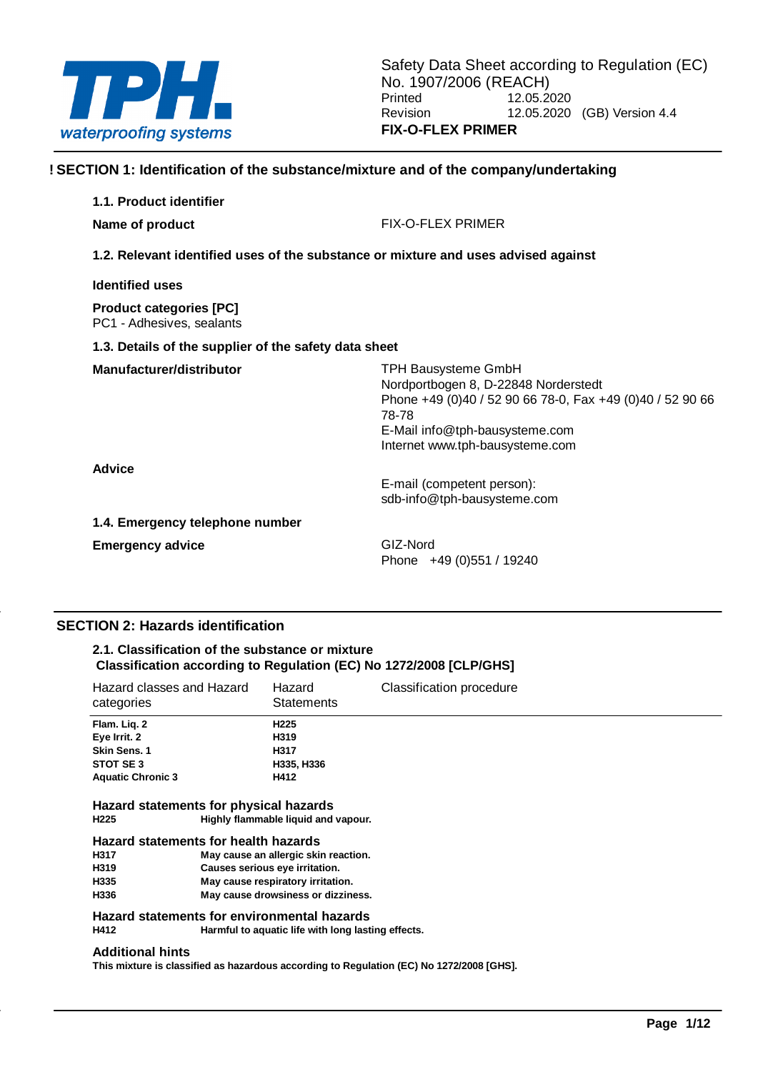Safety Data Sheet according to Regulation (EC) No. 1907/2006 (REACH)

Printed 12.05.2020
Revision 12.05.2020 (GB) Version 4.4

**FIX-O-FLEX PRIMER**

## ! SECTION 1: Identification of the substance/mixture and of the company/undertaking

### 1.1. Product identifier

**Name of product** FIX-O-FLEX PRIMER

### 1.2. Relevant identified uses of the substance or mixture and uses advised against

**Identified uses**

**Product categories [PC]**
PC1 - Adhesives, sealants

### 1.3. Details of the supplier of the safety data sheet

**Manufacturer/distributor**

TPH Bausysteme GmbH
Nordportbogen 8, D-22848 Norderstedt
Phone +49 (0)40 / 52 90 66 78-0, Fax +49 (0)40 / 52 90 66 78-78
E-Mail info@tph-bausysteme.com
Internet www.tph-bausysteme.com

**Advice**

E-mail (competent person):
sdb-info@tph-bausysteme.com

### 1.4. Emergency telephone number

**Emergency advice**

GIZ-Nord
Phone +49 (0)551 / 19240

## SECTION 2: Hazards identification

### 2.1. Classification of the substance or mixture

**Classification according to Regulation (EC) No 1272/2008 [CLP/GHS]**

| Hazard classes and Hazard categories | Hazard Statements | Classification procedure |
|---|---|---|
| **Flam. Liq. 2** | **H225** | |
| **Eye Irrit. 2** | **H319** | |
| **Skin Sens. 1** | **H317** | |
| **STOT SE 3** | **H335, H336** | |
| **Aquatic Chronic 3** | **H412** | |

**Hazard statements for physical hazards**

**H225** **Highly flammable liquid and vapour.**

**Hazard statements for health hazards**

**H317** **May cause an allergic skin reaction.**
**H319** **Causes serious eye irritation.**
**H335** **May cause respiratory irritation.**
**H336** **May cause drowsiness or dizziness.**

**Hazard statements for environmental hazards**

**H412** **Harmful to aquatic life with long lasting effects.**

**Additional hints**

**This mixture is classified as hazardous according to Regulation (EC) No 1272/2008 [GHS].**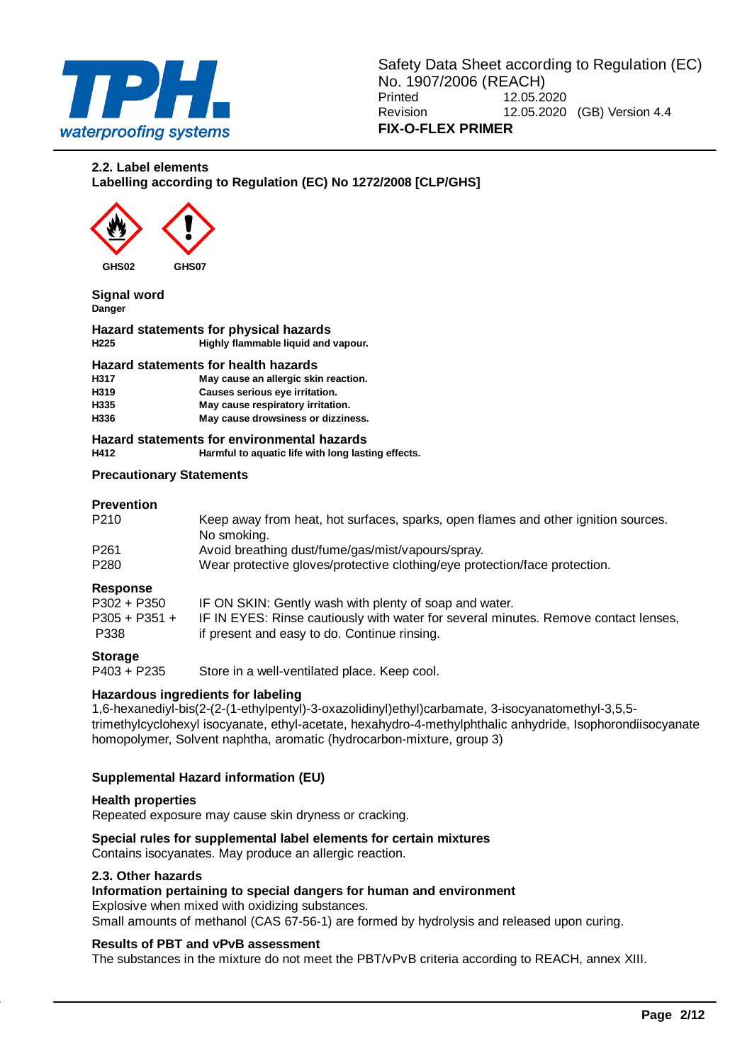## 2.2. Label elements

### Labelling according to Regulation (EC) No 1272/2008 [CLP/GHS]

GHS02 GHS07

**Signal word**

**Danger**

**Hazard statements for physical hazards**

| | |
|---|---|
| **H225** | **Highly flammable liquid and vapour.** |

**Hazard statements for health hazards**

| | |
|---|---|
| **H317** | **May cause an allergic skin reaction.** |
| **H319** | **Causes serious eye irritation.** |
| **H335** | **May cause respiratory irritation.** |
| **H336** | **May cause drowsiness or dizziness.** |

**Hazard statements for environmental hazards**

| | |
|---|---|
| **H412** | **Harmful to aquatic life with long lasting effects.** |

**Precautionary Statements**

**Prevention**

| | |
|---|---|
| P210 | Keep away from heat, hot surfaces, sparks, open flames and other ignition sources. No smoking. |
| P261 | Avoid breathing dust/fume/gas/mist/vapours/spray. |
| P280 | Wear protective gloves/protective clothing/eye protection/face protection. |

**Response**

| | |
|---|---|
| P302 + P350 | IF ON SKIN: Gently wash with plenty of soap and water. |
| P305 + P351 + P338 | IF IN EYES: Rinse cautiously with water for several minutes. Remove contact lenses, if present and easy to do. Continue rinsing. |

**Storage**

| | |
|---|---|
| P403 + P235 | Store in a well-ventilated place. Keep cool. |

**Hazardous ingredients for labeling**

1,6-hexanediyl-bis(2-(2-(1-ethylpentyl)-3-oxazolidinyl)ethyl)carbamate, 3-isocyanatomethyl-3,5,5-trimethylcyclohexyl isocyanate, ethyl-acetate, hexahydro-4-methylphthalic anhydride, Isophorondiisocyanate homopolymer, Solvent naphtha, aromatic (hydrocarbon-mixture, group 3)

**Supplemental Hazard information (EU)**

**Health properties**

Repeated exposure may cause skin dryness or cracking.

**Special rules for supplemental label elements for certain mixtures**

Contains isocyanates. May produce an allergic reaction.

## 2.3. Other hazards

**Information pertaining to special dangers for human and environment**

Explosive when mixed with oxidizing substances.

Small amounts of methanol (CAS 67-56-1) are formed by hydrolysis and released upon curing.

**Results of PBT and vPvB assessment**

The substances in the mixture do not meet the PBT/vPvB criteria according to REACH, annex XIII.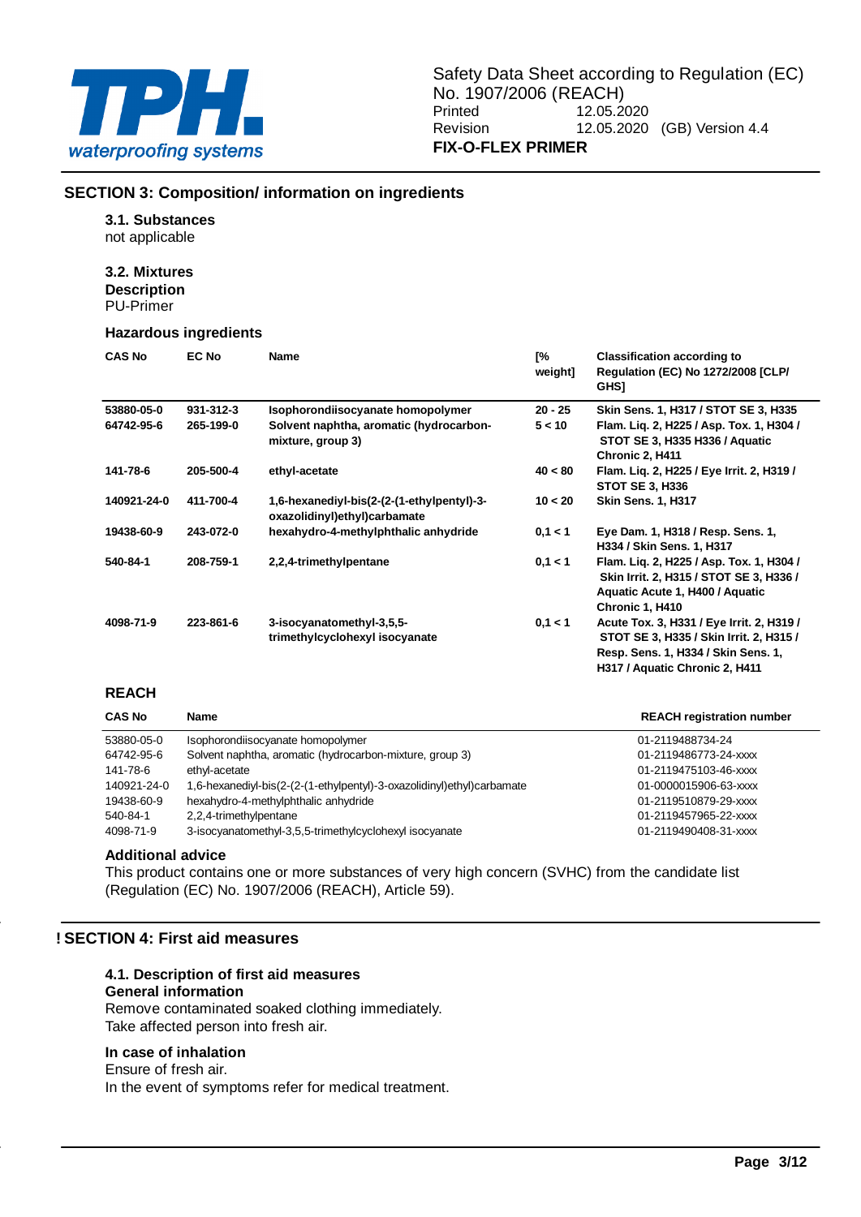## SECTION 3: Composition/ information on ingredients

### 3.1. Substances

not applicable

### 3.2. Mixtures

**Description**

PU-Primer

**Hazardous ingredients**

| CAS No | EC No | Name | [% weight] | Classification according to Regulation (EC) No 1272/2008 [CLP/ GHS] |
|---|---|---|---|---|
| 53880-05-0 | 931-312-3 | Isophorondiisocyanate homopolymer | 20 - 25 | Skin Sens. 1, H317 / STOT SE 3, H335 |
| 64742-95-6 | 265-199-0 | Solvent naphtha, aromatic (hydrocarbon-mixture, group 3) | 5 < 10 | Flam. Liq. 2, H225 / Asp. Tox. 1, H304 / STOT SE 3, H335 H336 / Aquatic Chronic 2, H411 |
| 141-78-6 | 205-500-4 | ethyl-acetate | 40 < 80 | Flam. Liq. 2, H225 / Eye Irrit. 2, H319 / STOT SE 3, H336 |
| 140921-24-0 | 411-700-4 | 1,6-hexanediyl-bis(2-(2-(1-ethylpentyl)-3-oxazolidinyl)ethyl)carbamate | 10 < 20 | Skin Sens. 1, H317 |
| 19438-60-9 | 243-072-0 | hexahydro-4-methylphthalic anhydride | 0,1 < 1 | Eye Dam. 1, H318 / Resp. Sens. 1, H334 / Skin Sens. 1, H317 |
| 540-84-1 | 208-759-1 | 2,2,4-trimethylpentane | 0,1 < 1 | Flam. Liq. 2, H225 / Asp. Tox. 1, H304 / Skin Irrit. 2, H315 / STOT SE 3, H336 / Aquatic Acute 1, H400 / Aquatic Chronic 1, H410 |
| 4098-71-9 | 223-861-6 | 3-isocyanatomethyl-3,5,5-trimethylcyclohexyl isocyanate | 0,1 < 1 | Acute Tox. 3, H331 / Eye Irrit. 2, H319 / STOT SE 3, H335 / Skin Irrit. 2, H315 / Resp. Sens. 1, H334 / Skin Sens. 1, H317 / Aquatic Chronic 2, H411 |

**REACH**

| CAS No | Name | REACH registration number |
|---|---|---|
| 53880-05-0 | Isophorondiisocyanate homopolymer | 01-2119488734-24 |
| 64742-95-6 | Solvent naphtha, aromatic (hydrocarbon-mixture, group 3) | 01-2119486773-24-xxxx |
| 141-78-6 | ethyl-acetate | 01-2119475103-46-xxxx |
| 140921-24-0 | 1,6-hexanediyl-bis(2-(2-(1-ethylpentyl)-3-oxazolidinyl)ethyl)carbamate | 01-0000015906-63-xxxx |
| 19438-60-9 | hexahydro-4-methylphthalic anhydride | 01-2119510879-29-xxxx |
| 540-84-1 | 2,2,4-trimethylpentane | 01-2119457965-22-xxxx |
| 4098-71-9 | 3-isocyanatomethyl-3,5,5-trimethylcyclohexyl isocyanate | 01-2119490408-31-xxxx |

**Additional advice**

This product contains one or more substances of very high concern (SVHC) from the candidate list (Regulation (EC) No. 1907/2006 (REACH), Article 59).

## ! SECTION 4: First aid measures

### 4.1. Description of first aid measures

**General information**

Remove contaminated soaked clothing immediately.
Take affected person into fresh air.

**In case of inhalation**

Ensure of fresh air.
In the event of symptoms refer for medical treatment.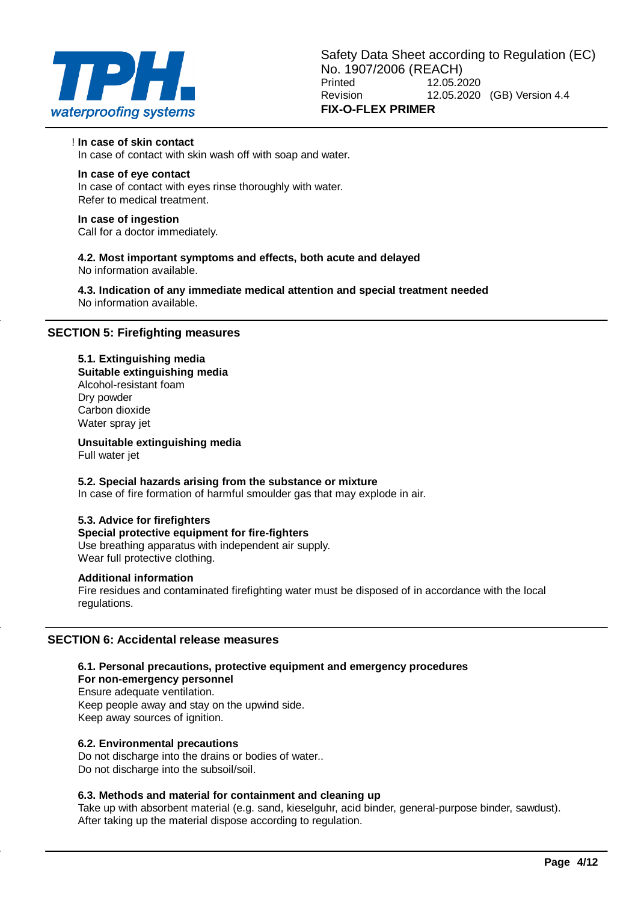! **In case of skin contact**
In case of contact with skin wash off with soap and water.

**In case of eye contact**
In case of contact with eyes rinse thoroughly with water.
Refer to medical treatment.

**In case of ingestion**
Call for a doctor immediately.

**4.2. Most important symptoms and effects, both acute and delayed**
No information available.

**4.3. Indication of any immediate medical attention and special treatment needed**
No information available.

## SECTION 5: Firefighting measures

**5.1. Extinguishing media**
**Suitable extinguishing media**
Alcohol-resistant foam
Dry powder
Carbon dioxide
Water spray jet

**Unsuitable extinguishing media**
Full water jet

**5.2. Special hazards arising from the substance or mixture**
In case of fire formation of harmful smoulder gas that may explode in air.

**5.3. Advice for firefighters**
**Special protective equipment for fire-fighters**
Use breathing apparatus with independent air supply.
Wear full protective clothing.

**Additional information**
Fire residues and contaminated firefighting water must be disposed of in accordance with the local regulations.

## SECTION 6: Accidental release measures

**6.1. Personal precautions, protective equipment and emergency procedures**
**For non-emergency personnel**
Ensure adequate ventilation.
Keep people away and stay on the upwind side.
Keep away sources of ignition.

**6.2. Environmental precautions**
Do not discharge into the drains or bodies of water..
Do not discharge into the subsoil/soil.

**6.3. Methods and material for containment and cleaning up**
Take up with absorbent material (e.g. sand, kieselguhr, acid binder, general-purpose binder, sawdust).
After taking up the material dispose according to regulation.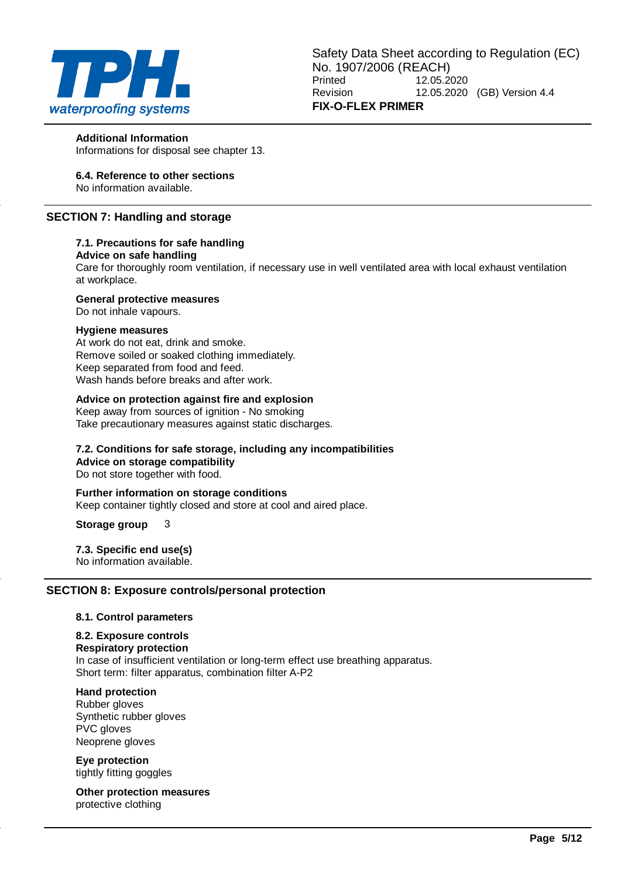**Additional Information**

Informations for disposal see chapter 13.

**6.4. Reference to other sections**

No information available.

## SECTION 7: Handling and storage

### 7.1. Precautions for safe handling

**Advice on safe handling**

Care for thoroughly room ventilation, if necessary use in well ventilated area with local exhaust ventilation at workplace.

**General protective measures**

Do not inhale vapours.

**Hygiene measures**

At work do not eat, drink and smoke.
Remove soiled or soaked clothing immediately.
Keep separated from food and feed.
Wash hands before breaks and after work.

**Advice on protection against fire and explosion**

Keep away from sources of ignition - No smoking
Take precautionary measures against static discharges.

### 7.2. Conditions for safe storage, including any incompatibilities

**Advice on storage compatibility**

Do not store together with food.

**Further information on storage conditions**

Keep container tightly closed and store at cool and aired place.

**Storage group** 3

### 7.3. Specific end use(s)

No information available.

## SECTION 8: Exposure controls/personal protection

### 8.1. Control parameters

### 8.2. Exposure controls

**Respiratory protection**

In case of insufficient ventilation or long-term effect use breathing apparatus.
Short term: filter apparatus, combination filter A-P2

**Hand protection**

Rubber gloves
Synthetic rubber gloves
PVC gloves
Neoprene gloves

**Eye protection**

tightly fitting goggles

**Other protection measures**

protective clothing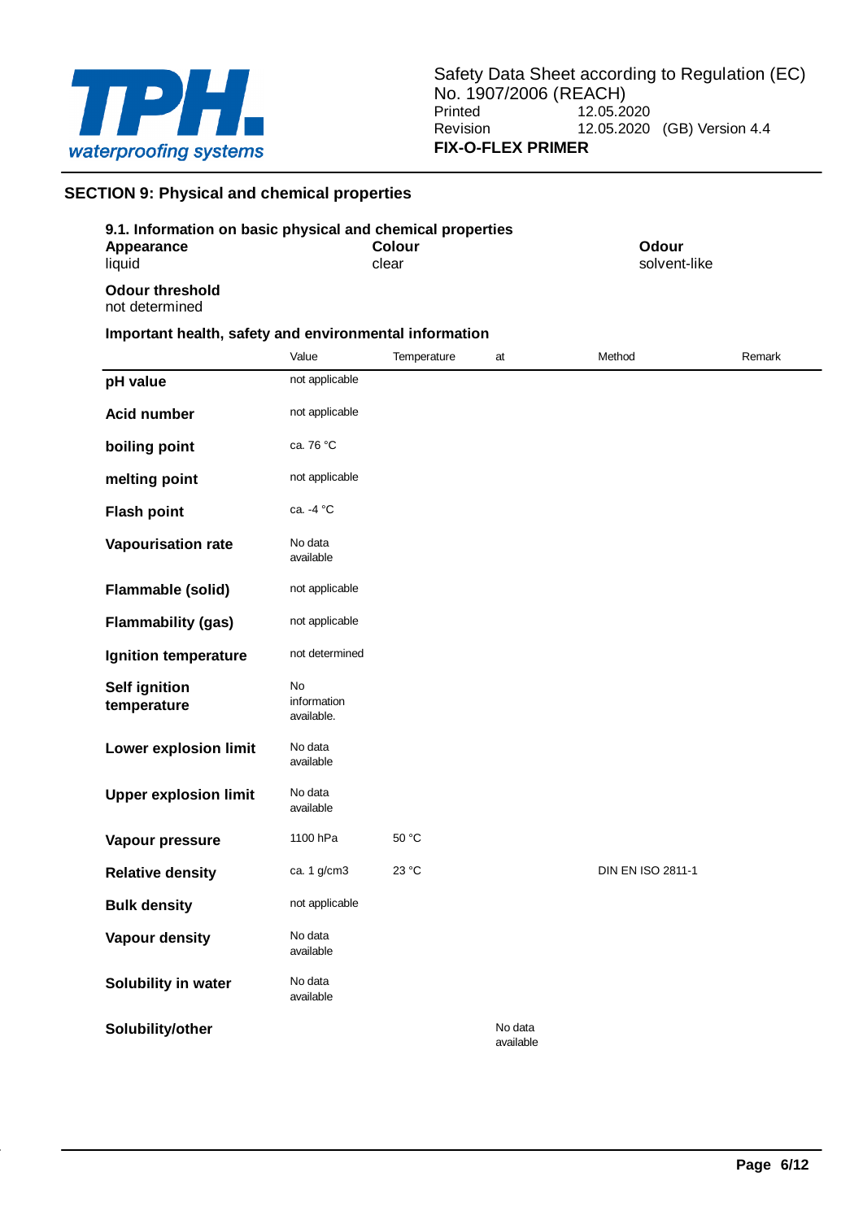## SECTION 9: Physical and chemical properties

### 9.1. Information on basic physical and chemical properties

**Appearance**
liquid

**Colour**
clear

**Odour**
solvent-like

**Odour threshold**
not determined

**Important health, safety and environmental information**

| | Value | Temperature | at | Method | Remark |
|---|---|---|---|---|---|
| **pH value** | not applicable | | | | |
| **Acid number** | not applicable | | | | |
| **boiling point** | ca. 76 °C | | | | |
| **melting point** | not applicable | | | | |
| **Flash point** | ca. -4 °C | | | | |
| **Vapourisation rate** | No data available | | | | |
| **Flammable (solid)** | not applicable | | | | |
| **Flammability (gas)** | not applicable | | | | |
| **Ignition temperature** | not determined | | | | |
| **Self ignition temperature** | No information available. | | | | |
| **Lower explosion limit** | No data available | | | | |
| **Upper explosion limit** | No data available | | | | |
| **Vapour pressure** | 1100 hPa | 50 °C | | | |
| **Relative density** | ca. 1 g/cm3 | 23 °C | | DIN EN ISO 2811-1 | |
| **Bulk density** | not applicable | | | | |
| **Vapour density** | No data available | | | | |
| **Solubility in water** | No data available | | | | |
| **Solubility/other** | | | No data available | | |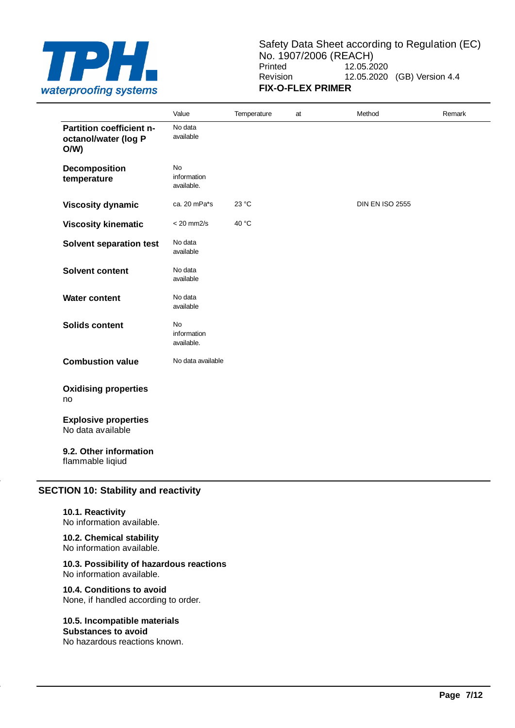| | Value | Temperature | at | Method | Remark |
|---|---|---|---|---|---|
| **Partition coefficient n-octanol/water (log P O/W)** | No data available | | | | |
| **Decomposition temperature** | No information available. | | | | |
| **Viscosity dynamic** | ca. 20 mPa*s | 23 °C | | DIN EN ISO 2555 | |
| **Viscosity kinematic** | < 20 mm2/s | 40 °C | | | |
| **Solvent separation test** | No data available | | | | |
| **Solvent content** | No data available | | | | |
| **Water content** | No data available | | | | |
| **Solids content** | No information available. | | | | |
| **Combustion value** | No data available | | | | |

**Oxidising properties**
no

**Explosive properties**
No data available

**9.2. Other information**
flammable liqiud

## SECTION 10: Stability and reactivity

**10.1. Reactivity**
No information available.

**10.2. Chemical stability**
No information available.

**10.3. Possibility of hazardous reactions**
No information available.

**10.4. Conditions to avoid**
None, if handled according to order.

**10.5. Incompatible materials**
**Substances to avoid**
No hazardous reactions known.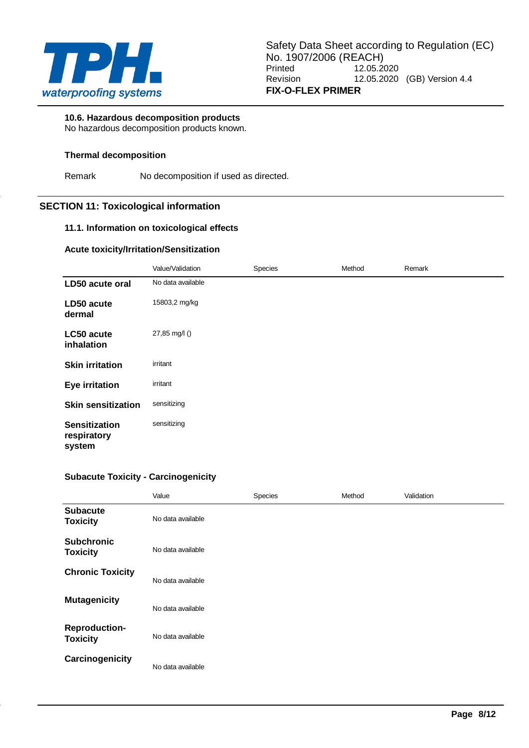### 10.6. Hazardous decomposition products

No hazardous decomposition products known.

#### Thermal decomposition

| | |
|---|---|
| Remark | No decomposition if used as directed. |

## SECTION 11: Toxicological information

### 11.1. Information on toxicological effects

#### Acute toxicity/Irritation/Sensitization

| | Value/Validation | Species | Method | Remark |
|---|---|---|---|---|
| **LD50 acute oral** | No data available | | | |
| **LD50 acute dermal** | 15803,2 mg/kg | | | |
| **LC50 acute inhalation** | 27,85 mg/l () | | | |
| **Skin irritation** | irritant | | | |
| **Eye irritation** | irritant | | | |
| **Skin sensitization** | sensitizing | | | |
| **Sensitization respiratory system** | sensitizing | | | |

#### Subacute Toxicity - Carcinogenicity

| | Value | Species | Method | Validation |
|---|---|---|---|---|
| **Subacute Toxicity** | No data available | | | |
| **Subchronic Toxicity** | No data available | | | |
| **Chronic Toxicity** | No data available | | | |
| **Mutagenicity** | No data available | | | |
| **Reproduction-Toxicity** | No data available | | | |
| **Carcinogenicity** | No data available | | | |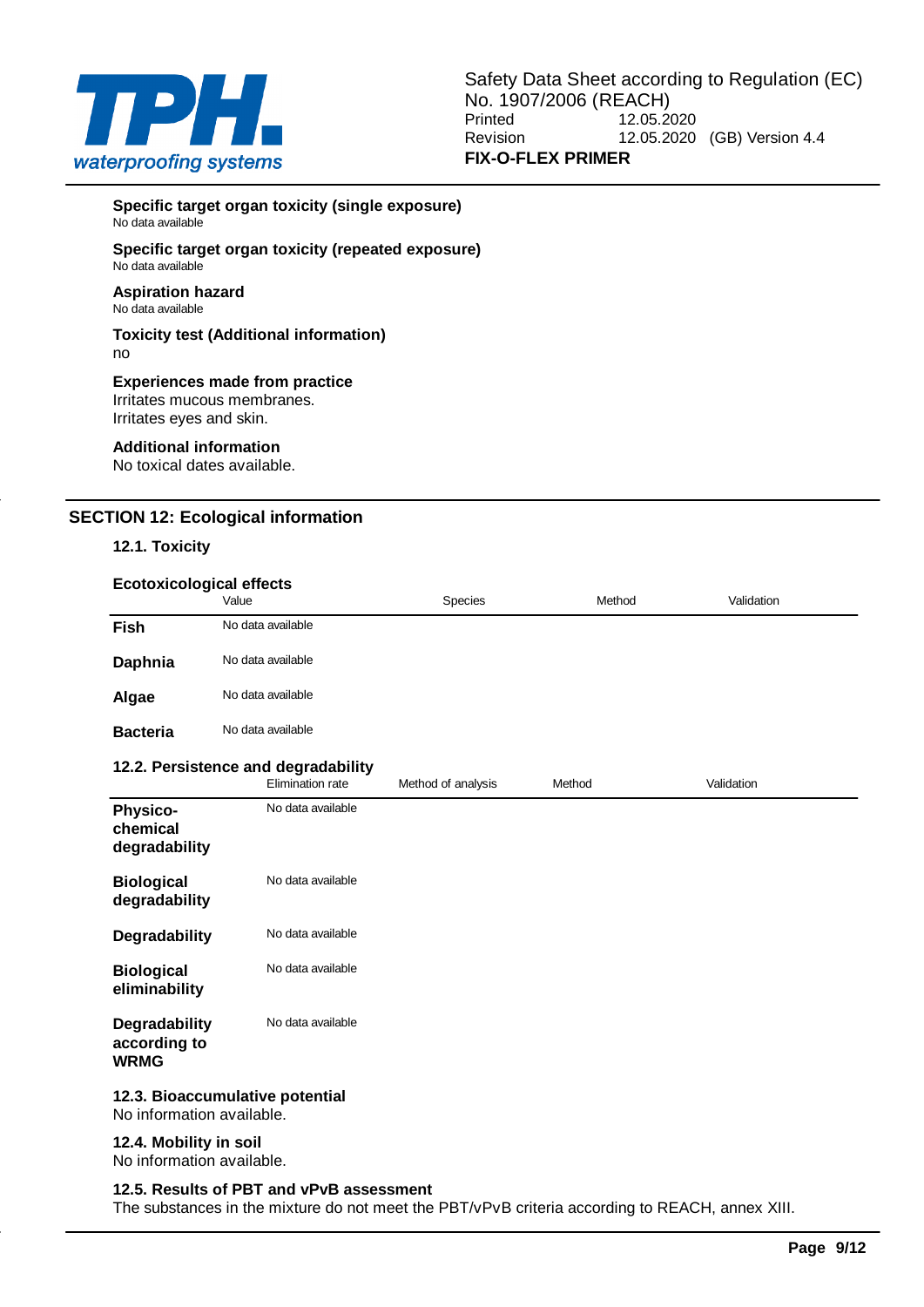**Specific target organ toxicity (single exposure)**
No data available

**Specific target organ toxicity (repeated exposure)**
No data available

**Aspiration hazard**
No data available

**Toxicity test (Additional information)**
no

**Experiences made from practice**
Irritates mucous membranes.
Irritates eyes and skin.

**Additional information**
No toxical dates available.

## SECTION 12: Ecological information

### 12.1. Toxicity

**Ecotoxicological effects**

| | Value | Species | Method | Validation |
|---|---|---|---|---|
| **Fish** | No data available | | | |
| **Daphnia** | No data available | | | |
| **Algae** | No data available | | | |
| **Bacteria** | No data available | | | |

### 12.2. Persistence and degradability

| | Elimination rate | Method of analysis | Method | Validation |
|---|---|---|---|---|
| **Physico-chemical degradability** | No data available | | | |
| **Biological degradability** | No data available | | | |
| **Degradability** | No data available | | | |
| **Biological eliminability** | No data available | | | |
| **Degradability according to WRMG** | No data available | | | |

### 12.3. Bioaccumulative potential
No information available.

### 12.4. Mobility in soil
No information available.

### 12.5. Results of PBT and vPvB assessment
The substances in the mixture do not meet the PBT/vPvB criteria according to REACH, annex XIII.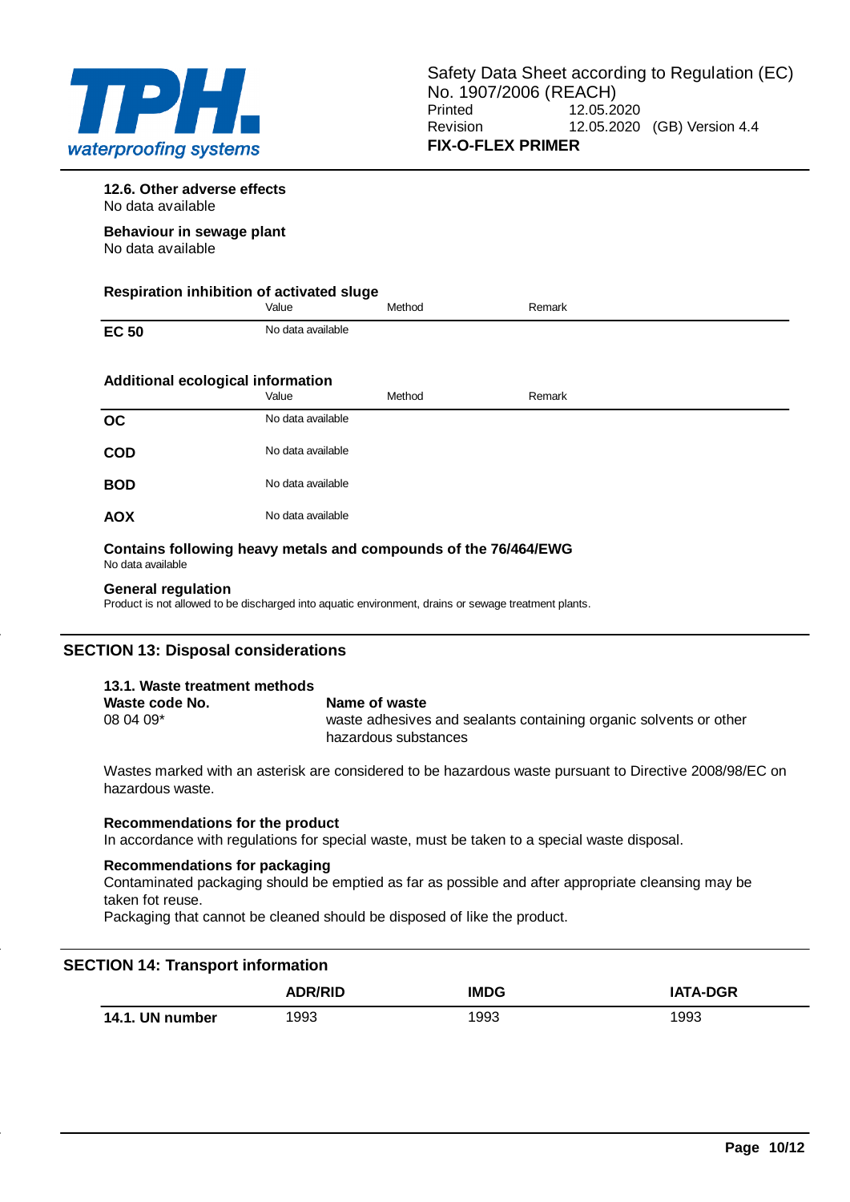#### 12.6. Other adverse effects

No data available

#### Behaviour in sewage plant

No data available

#### Respiration inhibition of activated sluge

| | Value | Method | Remark |
|---|---|---|---|
| **EC 50** | No data available | | |

#### Additional ecological information

| | Value | Method | Remark |
|---|---|---|---|
| **OC** | No data available | | |
| **COD** | No data available | | |
| **BOD** | No data available | | |
| **AOX** | No data available | | |

#### Contains following heavy metals and compounds of the 76/464/EWG

No data available

#### General regulation

Product is not allowed to be discharged into aquatic environment, drains or sewage treatment plants.

## SECTION 13: Disposal considerations

#### 13.1. Waste treatment methods

| Waste code No. | Name of waste |
|---|---|
| 08 04 09* | waste adhesives and sealants containing organic solvents or other hazardous substances |

Wastes marked with an asterisk are considered to be hazardous waste pursuant to Directive 2008/98/EC on hazardous waste.

#### Recommendations for the product

In accordance with regulations for special waste, must be taken to a special waste disposal.

#### Recommendations for packaging

Contaminated packaging should be emptied as far as possible and after appropriate cleansing may be taken fot reuse.
Packaging that cannot be cleaned should be disposed of like the product.

## SECTION 14: Transport information

| | ADR/RID | IMDG | IATA-DGR |
|---|---|---|---|
| **14.1. UN number** | 1993 | 1993 | 1993 |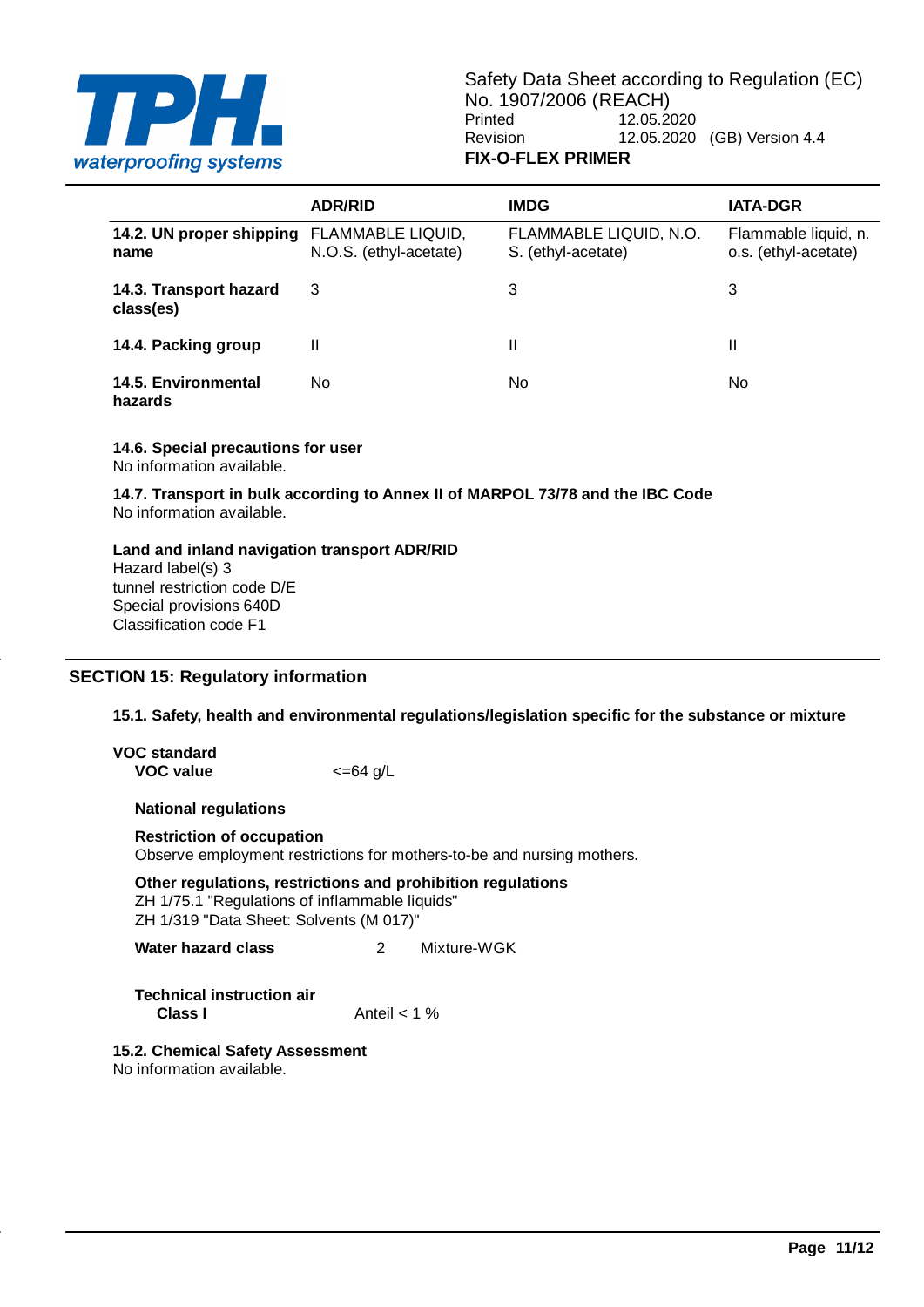| | ADR/RID | IMDG | IATA-DGR |
|---|---|---|---|
| **14.2. UN proper shipping name** | FLAMMABLE LIQUID, N.O.S. (ethyl-acetate) | FLAMMABLE LIQUID, N.O. S. (ethyl-acetate) | Flammable liquid, n. o.s. (ethyl-acetate) |
| **14.3. Transport hazard class(es)** | 3 | 3 | 3 |
| **14.4. Packing group** | II | II | II |
| **14.5. Environmental hazards** | No | No | No |

**14.6. Special precautions for user**
No information available.

**14.7. Transport in bulk according to Annex II of MARPOL 73/78 and the IBC Code**
No information available.

**Land and inland navigation transport ADR/RID**
Hazard label(s) 3
tunnel restriction code D/E
Special provisions 640D
Classification code F1

## SECTION 15: Regulatory information

**15.1. Safety, health and environmental regulations/legislation specific for the substance or mixture**

**VOC standard**
**VOC value** <=64 g/L

**National regulations**

**Restriction of occupation**
Observe employment restrictions for mothers-to-be and nursing mothers.

**Other regulations, restrictions and prohibition regulations**
ZH 1/75.1 "Regulations of inflammable liquids"
ZH 1/319 "Data Sheet: Solvents (M 017)"

**Water hazard class** 2 Mixture-WGK

**Technical instruction air**
**Class I** Anteil < 1 %

**15.2. Chemical Safety Assessment**
No information available.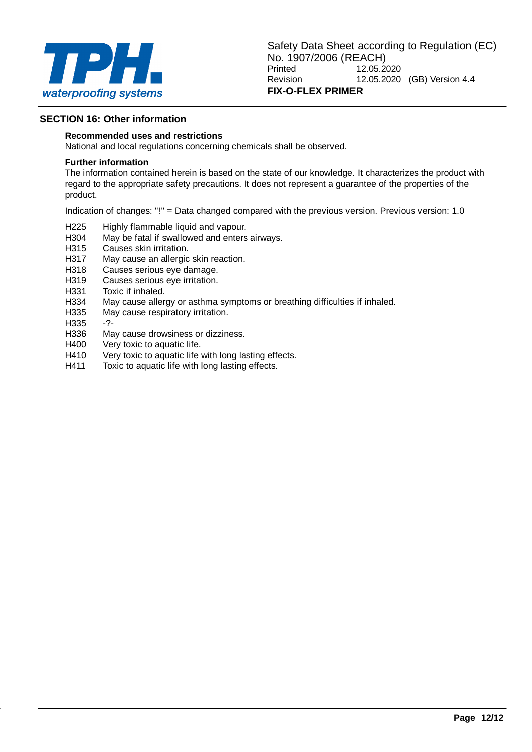## SECTION 16: Other information

**Recommended uses and restrictions**

National and local regulations concerning chemicals shall be observed.

**Further information**

The information contained herein is based on the state of our knowledge. It characterizes the product with regard to the appropriate safety precautions. It does not represent a guarantee of the properties of the product.

Indication of changes: "!" = Data changed compared with the previous version. Previous version: 1.0

| | |
|---|---|
| H225 | Highly flammable liquid and vapour. |
| H304 | May be fatal if swallowed and enters airways. |
| H315 | Causes skin irritation. |
| H317 | May cause an allergic skin reaction. |
| H318 | Causes serious eye damage. |
| H319 | Causes serious eye irritation. |
| H331 | Toxic if inhaled. |
| H334 | May cause allergy or asthma symptoms or breathing difficulties if inhaled. |
| H335 | May cause respiratory irritation. |
| H335 | -?- |
| H336 | May cause drowsiness or dizziness. |
| H400 | Very toxic to aquatic life. |
| H410 | Very toxic to aquatic life with long lasting effects. |
| H411 | Toxic to aquatic life with long lasting effects. |